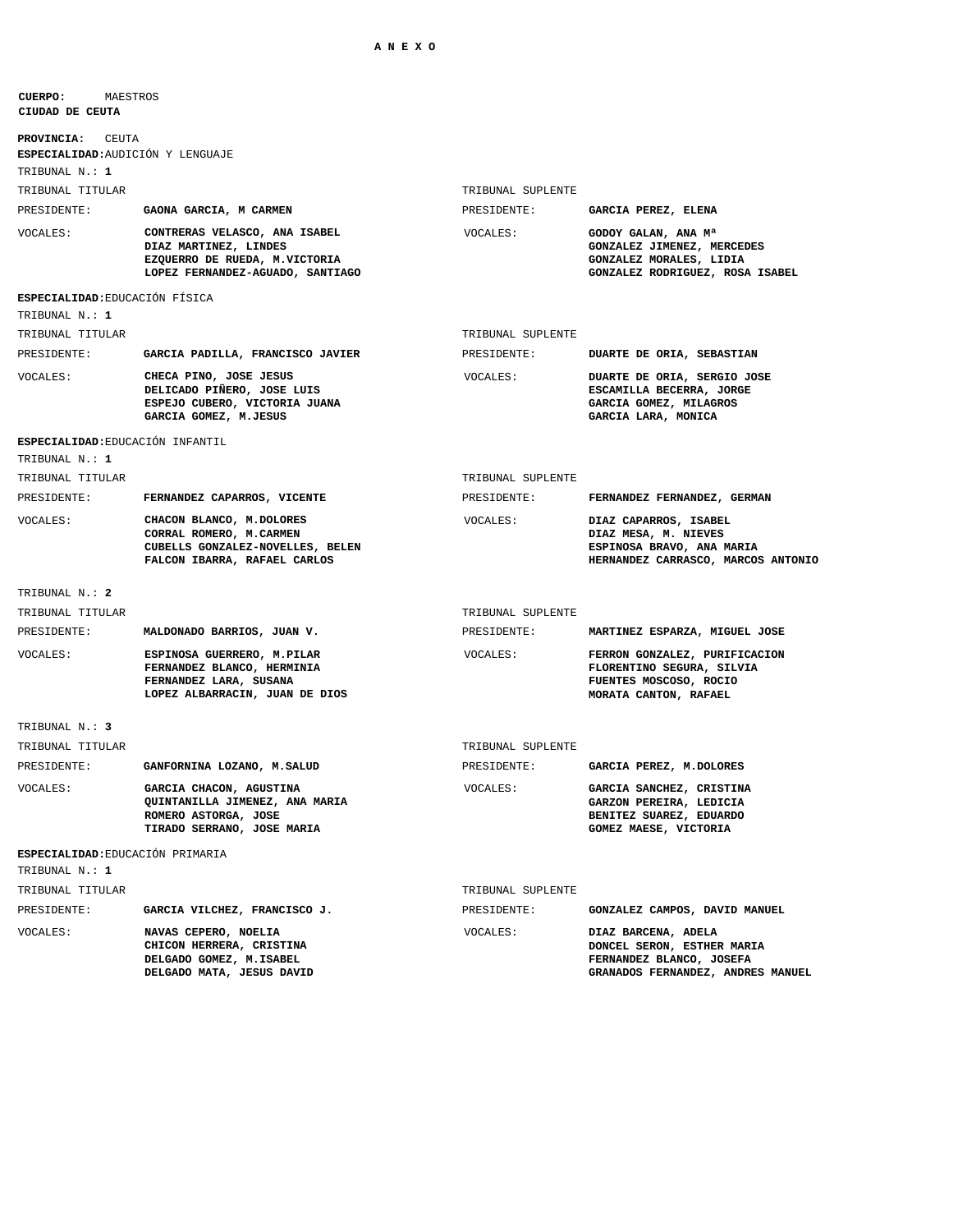# A N E X O

**CUERPO:** MAESTROS
**CIUDAD DE CEUTA**

**PROVINCIA:** CEUTA

## **ESPECIALIDAD:** AUDICIÓN Y LENGUAJE

TRIBUNAL N.: **1**

| TRIBUNAL TITULAR | | TRIBUNAL SUPLENTE | |
|---|---|---|---|
| PRESIDENTE: | **GAONA GARCIA, M CARMEN** | PRESIDENTE: | **GARCIA PEREZ, ELENA** |
| VOCALES: | **CONTRERAS VELASCO, ANA ISABEL**<br>**DIAZ MARTINEZ, LINDES**<br>**EZQUERRO DE RUEDA, M.VICTORIA**<br>**LOPEZ FERNANDEZ-AGUADO, SANTIAGO** | VOCALES: | **GODOY GALAN, ANA Mª**<br>**GONZALEZ JIMENEZ, MERCEDES**<br>**GONZALEZ MORALES, LIDIA**<br>**GONZALEZ RODRIGUEZ, ROSA ISABEL** |

## **ESPECIALIDAD:** EDUCACIÓN FÍSICA

TRIBUNAL N.: **1**

| TRIBUNAL TITULAR | | TRIBUNAL SUPLENTE | |
|---|---|---|---|
| PRESIDENTE: | **GARCIA PADILLA, FRANCISCO JAVIER** | PRESIDENTE: | **DUARTE DE ORIA, SEBASTIAN** |
| VOCALES: | **CHECA PINO, JOSE JESUS**<br>**DELICADO PIÑERO, JOSE LUIS**<br>**ESPEJO CUBERO, VICTORIA JUANA**<br>**GARCIA GOMEZ, M.JESUS** | VOCALES: | **DUARTE DE ORIA, SERGIO JOSE**<br>**ESCAMILLA BECERRA, JORGE**<br>**GARCIA GOMEZ, MILAGROS**<br>**GARCIA LARA, MONICA** |

## **ESPECIALIDAD:** EDUCACIÓN INFANTIL

TRIBUNAL N.: **1**

| TRIBUNAL TITULAR | | TRIBUNAL SUPLENTE | |
|---|---|---|---|
| PRESIDENTE: | **FERNANDEZ CAPARROS, VICENTE** | PRESIDENTE: | **FERNANDEZ FERNANDEZ, GERMAN** |
| VOCALES: | **CHACON BLANCO, M.DOLORES**<br>**CORRAL ROMERO, M.CARMEN**<br>**CUBELLS GONZALEZ-NOVELLES, BELEN**<br>**FALCON IBARRA, RAFAEL CARLOS** | VOCALES: | **DIAZ CAPARROS, ISABEL**<br>**DIAZ MESA, M. NIEVES**<br>**ESPINOSA BRAVO, ANA MARIA**<br>**HERNANDEZ CARRASCO, MARCOS ANTONIO** |

TRIBUNAL N.: **2**

| TRIBUNAL TITULAR | | TRIBUNAL SUPLENTE | |
|---|---|---|---|
| PRESIDENTE: | **MALDONADO BARRIOS, JUAN V.** | PRESIDENTE: | **MARTINEZ ESPARZA, MIGUEL JOSE** |
| VOCALES: | **ESPINOSA GUERRERO, M.PILAR**<br>**FERNANDEZ BLANCO, HERMINIA**<br>**FERNANDEZ LARA, SUSANA**<br>**LOPEZ ALBARRACIN, JUAN DE DIOS** | VOCALES: | **FERRON GONZALEZ, PURIFICACION**<br>**FLORENTINO SEGURA, SILVIA**<br>**FUENTES MOSCOSO, ROCIO**<br>**MORATA CANTON, RAFAEL** |

TRIBUNAL N.: **3**

| TRIBUNAL TITULAR | | TRIBUNAL SUPLENTE | |
|---|---|---|---|
| PRESIDENTE: | **GANFORNINA LOZANO, M.SALUD** | PRESIDENTE: | **GARCIA PEREZ, M.DOLORES** |
| VOCALES: | **GARCIA CHACON, AGUSTINA**<br>**QUINTANILLA JIMENEZ, ANA MARIA**<br>**ROMERO ASTORGA, JOSE**<br>**TIRADO SERRANO, JOSE MARIA** | VOCALES: | **GARCIA SANCHEZ, CRISTINA**<br>**GARZON PEREIRA, LEDICIA**<br>**BENITEZ SUAREZ, EDUARDO**<br>**GOMEZ MAESE, VICTORIA** |

## **ESPECIALIDAD:** EDUCACIÓN PRIMARIA

TRIBUNAL N.: **1**

| TRIBUNAL TITULAR | | TRIBUNAL SUPLENTE | |
|---|---|---|---|
| PRESIDENTE: | **GARCIA VILCHEZ, FRANCISCO J.** | PRESIDENTE: | **GONZALEZ CAMPOS, DAVID MANUEL** |
| VOCALES: | **NAVAS CEPERO, NOELIA**<br>**CHICON HERRERA, CRISTINA**<br>**DELGADO GOMEZ, M.ISABEL**<br>**DELGADO MATA, JESUS DAVID** | VOCALES: | **DIAZ BARCENA, ADELA**<br>**DONCEL SERON, ESTHER MARIA**<br>**FERNANDEZ BLANCO, JOSEFA**<br>**GRANADOS FERNANDEZ, ANDRES MANUEL** |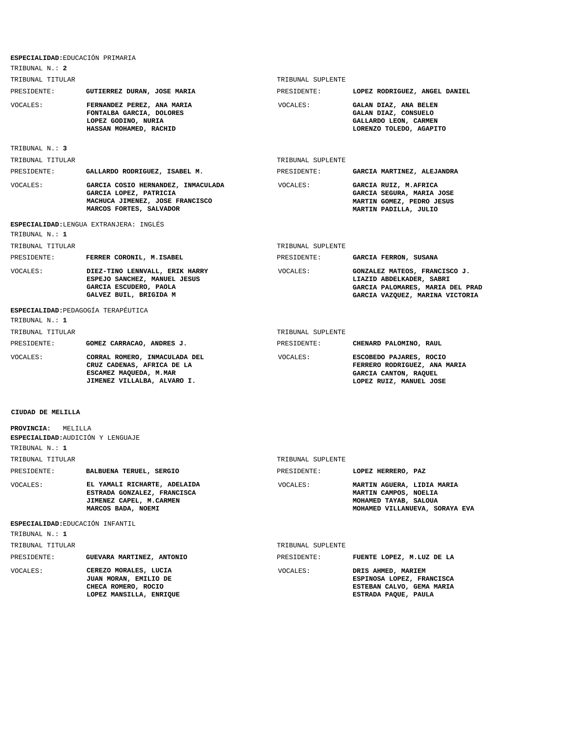**ESPECIALIDAD:** EDUCACIÓN PRIMARIA

TRIBUNAL N.: **2**

| TRIBUNAL TITULAR | | TRIBUNAL SUPLENTE | |
|---|---|---|---|
| PRESIDENTE: | **GUTIERREZ DURAN, JOSE MARIA** | PRESIDENTE: | **LOPEZ RODRIGUEZ, ANGEL DANIEL** |
| VOCALES: | **FERNANDEZ PEREZ, ANA MARIA** | VOCALES: | **GALAN DIAZ, ANA BELEN** |
| | **FONTALBA GARCIA, DOLORES** | | **GALAN DIAZ, CONSUELO** |
| | **LOPEZ GODINO, NURIA** | | **GALLARDO LEON, CARMEN** |
| | **HASSAN MOHAMED, RACHID** | | **LORENZO TOLEDO, AGAPITO** |

TRIBUNAL N.: **3**

| TRIBUNAL TITULAR | | TRIBUNAL SUPLENTE | |
|---|---|---|---|
| PRESIDENTE: | **GALLARDO RODRIGUEZ, ISABEL M.** | PRESIDENTE: | **GARCIA MARTINEZ, ALEJANDRA** |
| VOCALES: | **GARCIA COSIO HERNANDEZ, INMACULADA** | VOCALES: | **GARCIA RUIZ, M.AFRICA** |
| | **GARCIA LOPEZ, PATRICIA** | | **GARCIA SEGURA, MARIA JOSE** |
| | **MACHUCA JIMENEZ, JOSE FRANCISCO** | | **MARTIN GOMEZ, PEDRO JESUS** |
| | **MARCOS FORTES, SALVADOR** | | **MARTIN PADILLA, JULIO** |

**ESPECIALIDAD:** LENGUA EXTRANJERA: INGLÉS

TRIBUNAL N.: **1**

| TRIBUNAL TITULAR | | TRIBUNAL SUPLENTE | |
|---|---|---|---|
| PRESIDENTE: | **FERRER CORONIL, M.ISABEL** | PRESIDENTE: | **GARCIA FERRON, SUSANA** |
| VOCALES: | **DIEZ-TINO LENNVALL, ERIK HARRY** | VOCALES: | **GONZALEZ MATEOS, FRANCISCO J.** |
| | **ESPEJO SANCHEZ, MANUEL JESUS** | | **LIAZID ABDELKADER, SABRI** |
| | **GARCIA ESCUDERO, PAOLA** | | **GARCIA PALOMARES, MARIA DEL PRAD** |
| | **GALVEZ BUIL, BRIGIDA M** | | **GARCIA VAZQUEZ, MARINA VICTORIA** |

**ESPECIALIDAD:** PEDAGOGÍA TERAPÉUTICA

TRIBUNAL N.: **1**

| TRIBUNAL TITULAR | | TRIBUNAL SUPLENTE | |
|---|---|---|---|
| PRESIDENTE: | **GOMEZ CARRACAO, ANDRES J.** | PRESIDENTE: | **CHENARD PALOMINO, RAUL** |
| VOCALES: | **CORRAL ROMERO, INMACULADA DEL** | VOCALES: | **ESCOBEDO PAJARES, ROCIO** |
| | **CRUZ CADENAS, AFRICA DE LA** | | **FERRERO RODRIGUEZ, ANA MARIA** |
| | **ESCAMEZ MAQUEDA, M.MAR** | | **GARCIA CANTON, RAQUEL** |
| | **JIMENEZ VILLALBA, ALVARO I.** | | **LOPEZ RUIZ, MANUEL JOSE** |

## CIUDAD DE MELILLA

**PROVINCIA:** MELILLA

**ESPECIALIDAD:** AUDICIÓN Y LENGUAJE

TRIBUNAL N.: **1**

| TRIBUNAL TITULAR | | TRIBUNAL SUPLENTE | |
|---|---|---|---|
| PRESIDENTE: | **BALBUENA TERUEL, SERGIO** | PRESIDENTE: | **LOPEZ HERRERO, PAZ** |
| VOCALES: | **EL YAMALI RICHARTE, ADELAIDA** | VOCALES: | **MARTIN AGUERA, LIDIA MARIA** |
| | **ESTRADA GONZALEZ, FRANCISCA** | | **MARTIN CAMPOS, NOELIA** |
| | **JIMENEZ CAPEL, M.CARMEN** | | **MOHAMED TAYAB, SALOUA** |
| | **MARCOS BADA, NOEMI** | | **MOHAMED VILLANUEVA, SORAYA EVA** |

**ESPECIALIDAD:** EDUCACIÓN INFANTIL

TRIBUNAL N.: **1**

| TRIBUNAL TITULAR | | TRIBUNAL SUPLENTE | |
|---|---|---|---|
| PRESIDENTE: | **GUEVARA MARTINEZ, ANTONIO** | PRESIDENTE: | **FUENTE LOPEZ, M.LUZ DE LA** |
| VOCALES: | **CEREZO MORALES, LUCIA** | VOCALES: | **DRIS AHMED, MARIEM** |
| | **JUAN MORAN, EMILIO DE** | | **ESPINOSA LOPEZ, FRANCISCA** |
| | **CHECA ROMERO, ROCIO** | | **ESTEBAN CALVO, GEMA MARIA** |
| | **LOPEZ MANSILLA, ENRIQUE** | | **ESTRADA PAQUE, PAULA** |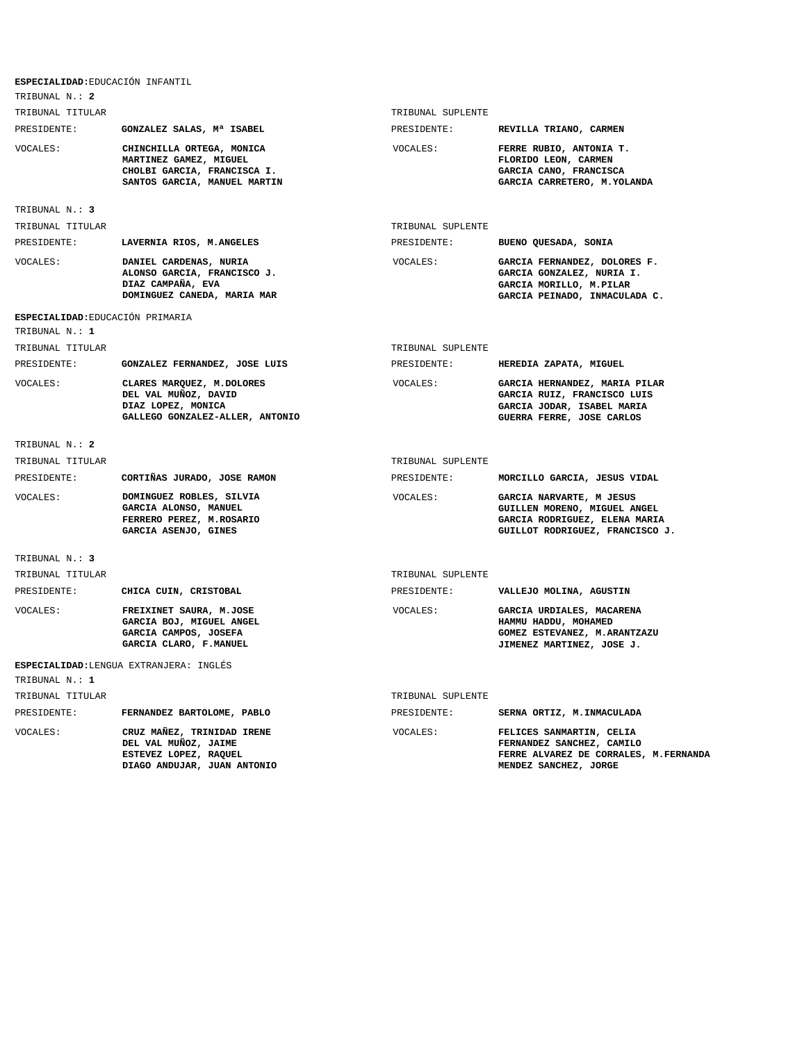**ESPECIALIDAD:**EDUCACIÓN INFANTIL

TRIBUNAL N.: **2**

| TRIBUNAL TITULAR | | TRIBUNAL SUPLENTE | |
|---|---|---|---|
| PRESIDENTE: | **GONZALEZ SALAS, Mª ISABEL** | PRESIDENTE: | **REVILLA TRIANO, CARMEN** |
| VOCALES: | **CHINCHILLA ORTEGA, MONICA**<br>**MARTINEZ GAMEZ, MIGUEL**<br>**CHOLBI GARCIA, FRANCISCA I.**<br>**SANTOS GARCIA, MANUEL MARTIN** | VOCALES: | **FERRE RUBIO, ANTONIA T.**<br>**FLORIDO LEON, CARMEN**<br>**GARCIA CANO, FRANCISCA**<br>**GARCIA CARRETERO, M.YOLANDA** |

TRIBUNAL N.: **3**

| TRIBUNAL TITULAR | | TRIBUNAL SUPLENTE | |
|---|---|---|---|
| PRESIDENTE: | **LAVERNIA RIOS, M.ANGELES** | PRESIDENTE: | **BUENO QUESADA, SONIA** |
| VOCALES: | **DANIEL CARDENAS, NURIA**<br>**ALONSO GARCIA, FRANCISCO J.**<br>**DIAZ CAMPAÑA, EVA**<br>**DOMINGUEZ CANEDA, MARIA MAR** | VOCALES: | **GARCIA FERNANDEZ, DOLORES F.**<br>**GARCIA GONZALEZ, NURIA I.**<br>**GARCIA MORILLO, M.PILAR**<br>**GARCIA PEINADO, INMACULADA C.** |

**ESPECIALIDAD:**EDUCACIÓN PRIMARIA

TRIBUNAL N.: **1**

| TRIBUNAL TITULAR | | TRIBUNAL SUPLENTE | |
|---|---|---|---|
| PRESIDENTE: | **GONZALEZ FERNANDEZ, JOSE LUIS** | PRESIDENTE: | **HEREDIA ZAPATA, MIGUEL** |
| VOCALES: | **CLARES MARQUEZ, M.DOLORES**<br>**DEL VAL MUÑOZ, DAVID**<br>**DIAZ LOPEZ, MONICA**<br>**GALLEGO GONZALEZ-ALLER, ANTONIO** | VOCALES: | **GARCIA HERNANDEZ, MARIA PILAR**<br>**GARCIA RUIZ, FRANCISCO LUIS**<br>**GARCIA JODAR, ISABEL MARIA**<br>**GUERRA FERRE, JOSE CARLOS** |

TRIBUNAL N.: **2**

| TRIBUNAL TITULAR | | TRIBUNAL SUPLENTE | |
|---|---|---|---|
| PRESIDENTE: | **CORTIÑAS JURADO, JOSE RAMON** | PRESIDENTE: | **MORCILLO GARCIA, JESUS VIDAL** |
| VOCALES: | **DOMINGUEZ ROBLES, SILVIA**<br>**GARCIA ALONSO, MANUEL**<br>**FERRERO PEREZ, M.ROSARIO**<br>**GARCIA ASENJO, GINES** | VOCALES: | **GARCIA NARVARTE, M JESUS**<br>**GUILLEN MORENO, MIGUEL ANGEL**<br>**GARCIA RODRIGUEZ, ELENA MARIA**<br>**GUILLOT RODRIGUEZ, FRANCISCO J.** |

TRIBUNAL N.: **3**

| TRIBUNAL TITULAR | | TRIBUNAL SUPLENTE | |
|---|---|---|---|
| PRESIDENTE: | **CHICA CUIN, CRISTOBAL** | PRESIDENTE: | **VALLEJO MOLINA, AGUSTIN** |
| VOCALES: | **FREIXINET SAURA, M.JOSE**<br>**GARCIA BOJ, MIGUEL ANGEL**<br>**GARCIA CAMPOS, JOSEFA**<br>**GARCIA CLARO, F.MANUEL** | VOCALES: | **GARCIA URDIALES, MACARENA**<br>**HAMMU HADDU, MOHAMED**<br>**GOMEZ ESTEVANEZ, M.ARANTZAZU**<br>**JIMENEZ MARTINEZ, JOSE J.** |

**ESPECIALIDAD:**LENGUA EXTRANJERA: INGLÉS

TRIBUNAL N.: **1**

| TRIBUNAL TITULAR | | TRIBUNAL SUPLENTE | |
|---|---|---|---|
| PRESIDENTE: | **FERNANDEZ BARTOLOME, PABLO** | PRESIDENTE: | **SERNA ORTIZ, M.INMACULADA** |
| VOCALES: | **CRUZ MAÑEZ, TRINIDAD IRENE**<br>**DEL VAL MUÑOZ, JAIME**<br>**ESTEVEZ LOPEZ, RAQUEL**<br>**DIAGO ANDUJAR, JUAN ANTONIO** | VOCALES: | **FELICES SANMARTIN, CELIA**<br>**FERNANDEZ SANCHEZ, CAMILO**<br>**FERRE ALVAREZ DE CORRALES, M.FERNANDA**<br>**MENDEZ SANCHEZ, JORGE** |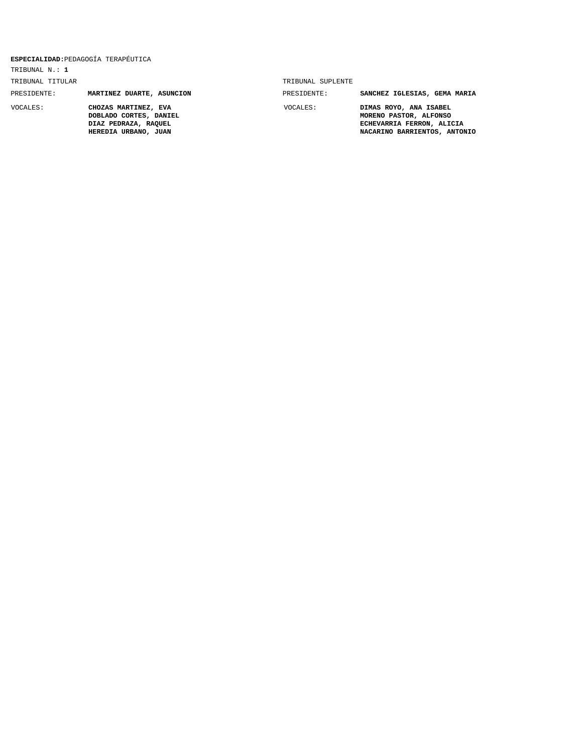**ESPECIALIDAD:**PEDAGOGÍA TERAPÉUTICA

TRIBUNAL N.: **1**

| TRIBUNAL TITULAR | | TRIBUNAL SUPLENTE | |
|---|---|---|---|
| PRESIDENTE: | **MARTINEZ DUARTE, ASUNCION** | PRESIDENTE: | **SANCHEZ IGLESIAS, GEMA MARIA** |
| VOCALES: | **CHOZAS MARTINEZ, EVA** | VOCALES: | **DIMAS ROYO, ANA ISABEL** |
| | **DOBLADO CORTES, DANIEL** | | **MORENO PASTOR, ALFONSO** |
| | **DIAZ PEDRAZA, RAQUEL** | | **ECHEVARRIA FERRON, ALICIA** |
| | **HEREDIA URBANO, JUAN** | | **NACARINO BARRIENTOS, ANTONIO** |